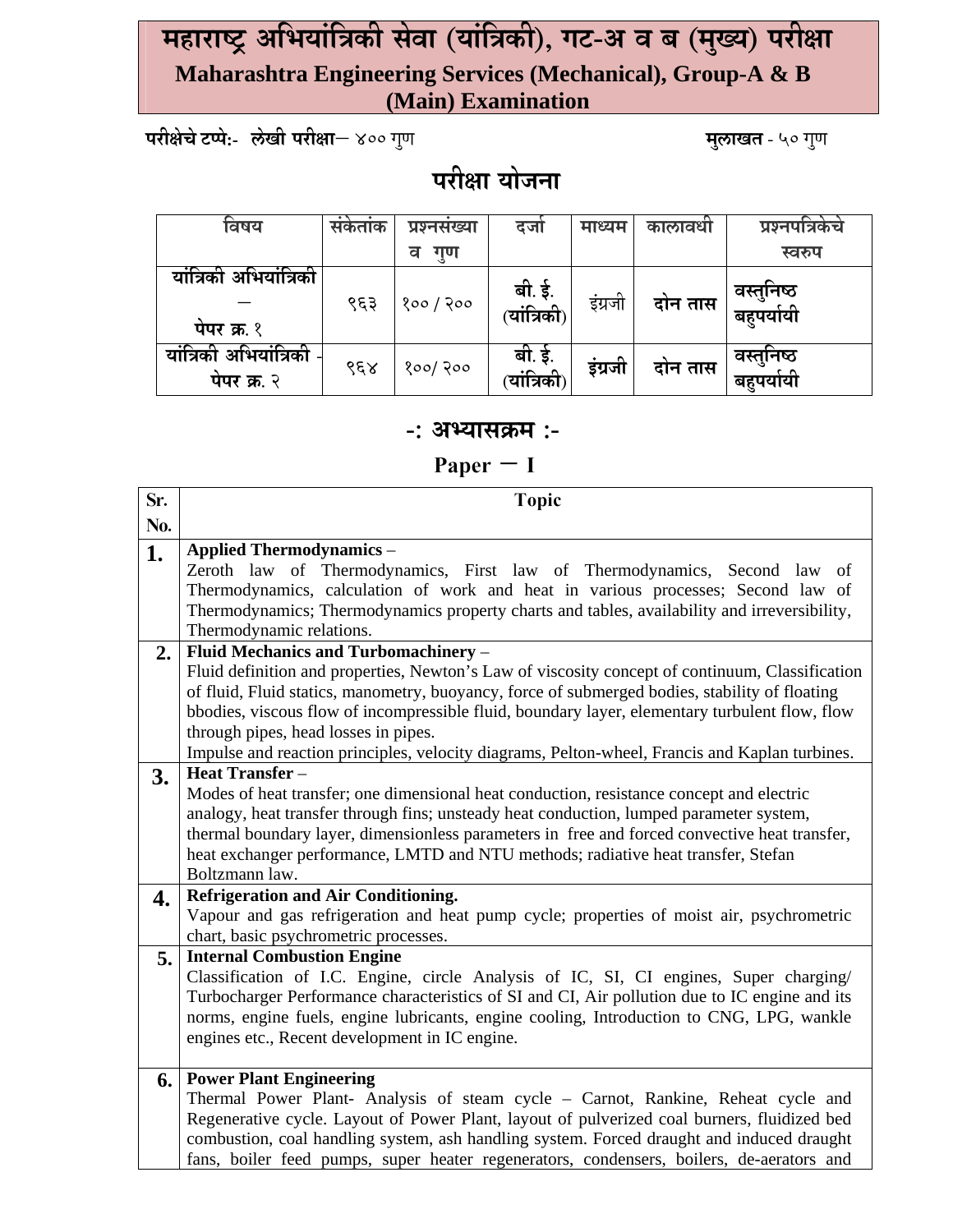# महाराष्ट्र अभियांत्रिकी सेवा (यांत्रिकी), गट-अ व ब (मुख्य) परीक्षा

## Maharashtra Engineering Services (Mechanical), Group-A & B (Main) Examination

**परीक्षेचे टप्पे:-** **लेखी परीक्षा**– ४०० गुण **मुलाखत** - ५० गुण

## परीक्षा योजना

| विषय | संकेतांक | प्रश्नसंख्या व गुण | दर्जा | माध्यम | कालावधी | प्रश्नपत्रिकेचे स्वरुप |
|---|---|---|---|---|---|---|
| **यांत्रिकी अभियांत्रिकी – पेपर क्र. १** | ९६३ | १०० / २०० | **बी. ई. (यांत्रिकी)** | इंग्रजी | **दोन तास** | **वस्तुनिष्ठ बहुपर्यायी** |
| **यांत्रिकी अभियांत्रिकी - पेपर क्र. २** | ९६४ | १००/ २०० | **बी. ई. (यांत्रिकी)** | **इंग्रजी** | **दोन तास** | **वस्तुनिष्ठ बहुपर्यायी** |

## -: अभ्यासक्रम :-

## Paper – I

| Sr. No. | Topic |
|---|---|
| **1.** | **Applied Thermodynamics** – Zeroth law of Thermodynamics, First law of Thermodynamics, Second law of Thermodynamics, calculation of work and heat in various processes; Second law of Thermodynamics; Thermodynamics property charts and tables, availability and irreversibility, Thermodynamic relations. |
| **2.** | **Fluid Mechanics and Turbomachinery** – Fluid definition and properties, Newton's Law of viscosity concept of continuum, Classification of fluid, Fluid statics, manometry, buoyancy, force of submerged bodies, stability of floating bbodies, viscous flow of incompressible fluid, boundary layer, elementary turbulent flow, flow through pipes, head losses in pipes. Impulse and reaction principles, velocity diagrams, Pelton-wheel, Francis and Kaplan turbines. |
| **3.** | **Heat Transfer** – Modes of heat transfer; one dimensional heat conduction, resistance concept and electric analogy, heat transfer through fins; unsteady heat conduction, lumped parameter system, thermal boundary layer, dimensionless parameters in free and forced convective heat transfer, heat exchanger performance, LMTD and NTU methods; radiative heat transfer, Stefan Boltzmann law. |
| **4.** | **Refrigeration and Air Conditioning.** Vapour and gas refrigeration and heat pump cycle; properties of moist air, psychrometric chart, basic psychrometric processes. |
| **5.** | **Internal Combustion Engine** Classification of I.C. Engine, circle Analysis of IC, SI, CI engines, Super charging/ Turbocharger Performance characteristics of SI and CI, Air pollution due to IC engine and its norms, engine fuels, engine lubricants, engine cooling, Introduction to CNG, LPG, wankle engines etc., Recent development in IC engine. |
| **6.** | **Power Plant Engineering** Thermal Power Plant- Analysis of steam cycle – Carnot, Rankine, Reheat cycle and Regenerative cycle. Layout of Power Plant, layout of pulverized coal burners, fluidized bed combustion, coal handling system, ash handling system. Forced draught and induced draught fans, boiler feed pumps, super heater regenerators, condensers, boilers, de-aerators and |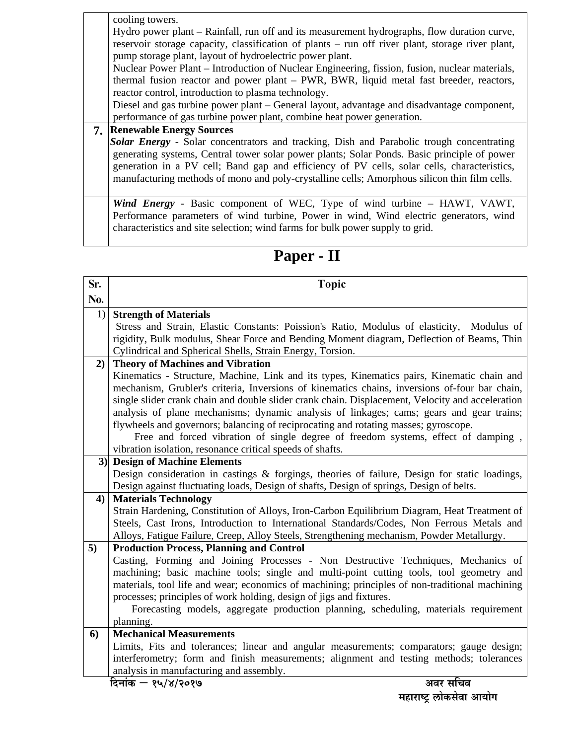| | |
|---|---|
| | cooling towers.<br>Hydro power plant – Rainfall, run off and its measurement hydrographs, flow duration curve, reservoir storage capacity, classification of plants – run off river plant, storage river plant, pump storage plant, layout of hydroelectric power plant.<br>Nuclear Power Plant – Introduction of Nuclear Engineering, fission, fusion, nuclear materials, thermal fusion reactor and power plant – PWR, BWR, liquid metal fast breeder, reactors, reactor control, introduction to plasma technology.<br>Diesel and gas turbine power plant – General layout, advantage and disadvantage component, performance of gas turbine power plant, combine heat power generation. |
| **7.** | **Renewable Energy Sources**<br>***Solar Energy*** - Solar concentrators and tracking, Dish and Parabolic trough concentrating generating systems, Central tower solar power plants; Solar Ponds. Basic principle of power generation in a PV cell; Band gap and efficiency of PV cells, solar cells, characteristics, manufacturing methods of mono and poly-crystalline cells; Amorphous silicon thin film cells. |
| | ***Wind Energy*** - Basic component of WEC, Type of wind turbine – HAWT, VAWT, Performance parameters of wind turbine, Power in wind, Wind electric generators, wind characteristics and site selection; wind farms for bulk power supply to grid. |

# Paper - II

| Sr. No. | Topic |
|---|---|
| 1) | **Strength of Materials**<br>Stress and Strain, Elastic Constants: Poission's Ratio, Modulus of elasticity, Modulus of rigidity, Bulk modulus, Shear Force and Bending Moment diagram, Deflection of Beams, Thin Cylindrical and Spherical Shells, Strain Energy, Torsion. |
| **2)** | **Theory of Machines and Vibration**<br>Kinematics - Structure, Machine, Link and its types, Kinematics pairs, Kinematic chain and mechanism, Grubler's criteria, Inversions of kinematics chains, inversions of-four bar chain, single slider crank chain and double slider crank chain. Displacement, Velocity and acceleration analysis of plane mechanisms; dynamic analysis of linkages; cams; gears and gear trains; flywheels and governors; balancing of reciprocating and rotating masses; gyroscope.<br>Free and forced vibration of single degree of freedom systems, effect of damping , vibration isolation, resonance critical speeds of shafts. |
| **3)** | **Design of Machine Elements**<br>Design consideration in castings & forgings, theories of failure, Design for static loadings, Design against fluctuating loads, Design of shafts, Design of springs, Design of belts. |
| **4)** | **Materials Technology**<br>Strain Hardening, Constitution of Alloys, Iron-Carbon Equilibrium Diagram, Heat Treatment of Steels, Cast Irons, Introduction to International Standards/Codes, Non Ferrous Metals and Alloys, Fatigue Failure, Creep, Alloy Steels, Strengthening mechanism, Powder Metallurgy. |
| **5)** | **Production Process, Planning and Control**<br>Casting, Forming and Joining Processes - Non Destructive Techniques, Mechanics of machining; basic machine tools; single and multi-point cutting tools, tool geometry and materials, tool life and wear; economics of machining; principles of non-traditional machining processes; principles of work holding, design of jigs and fixtures.<br>Forecasting models, aggregate production planning, scheduling, materials requirement planning. |
| **6)** | **Mechanical Measurements**<br>Limits, Fits and tolerances; linear and angular measurements; comparators; gauge design; interferometry; form and finish measurements; alignment and testing methods; tolerances analysis in manufacturing and assembly. |

दिनांक – १५/४/२०१७

अवर सचिव
महाराष्ट्र लोकसेवा आयोग